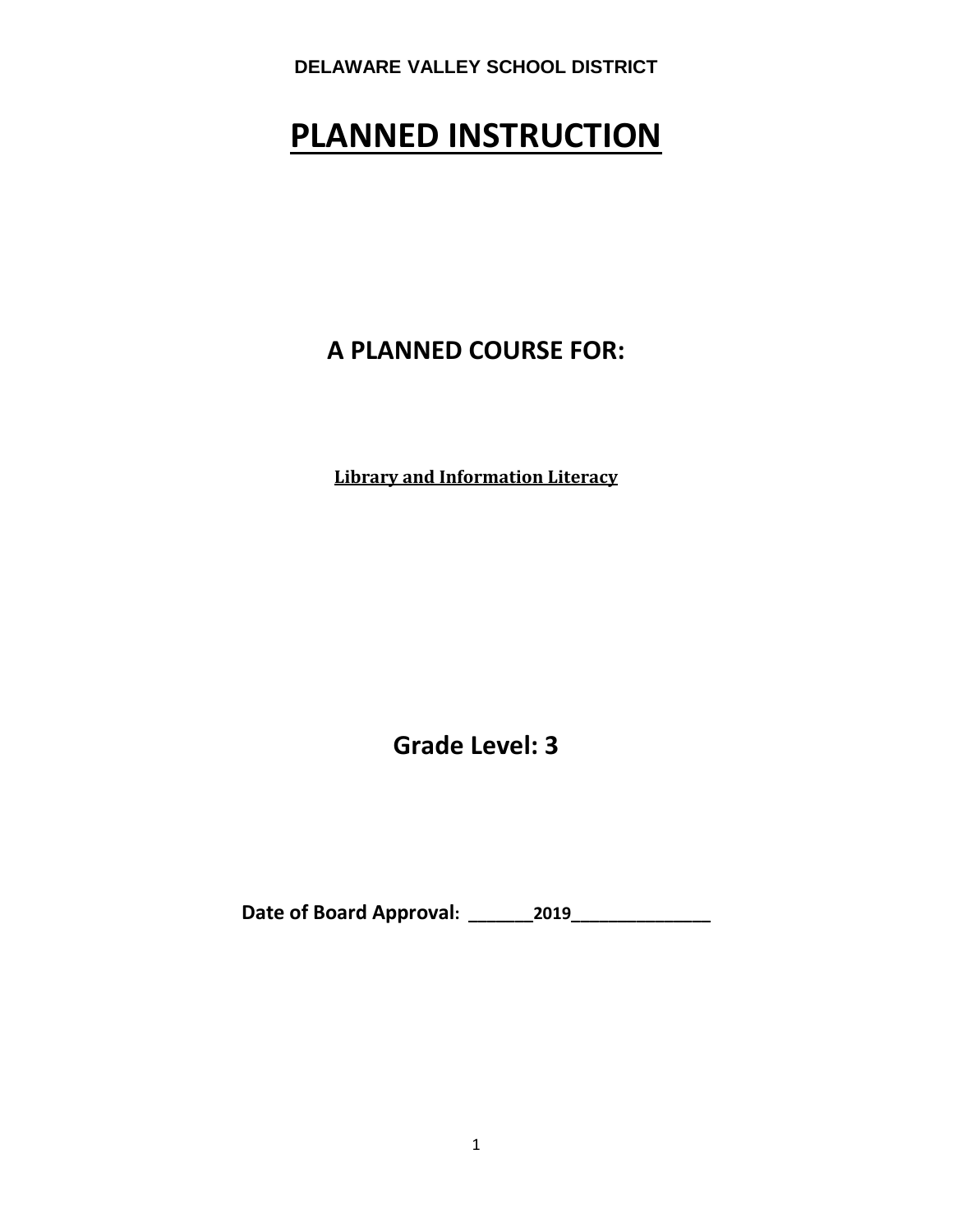**DELAWARE VALLEY SCHOOL DISTRICT**

# PLANNED INSTRUCTION

## A PLANNED COURSE FOR:

**Library and Information Literacy**

## Grade Level: 3

**Date of Board Approval: _______2019_______________**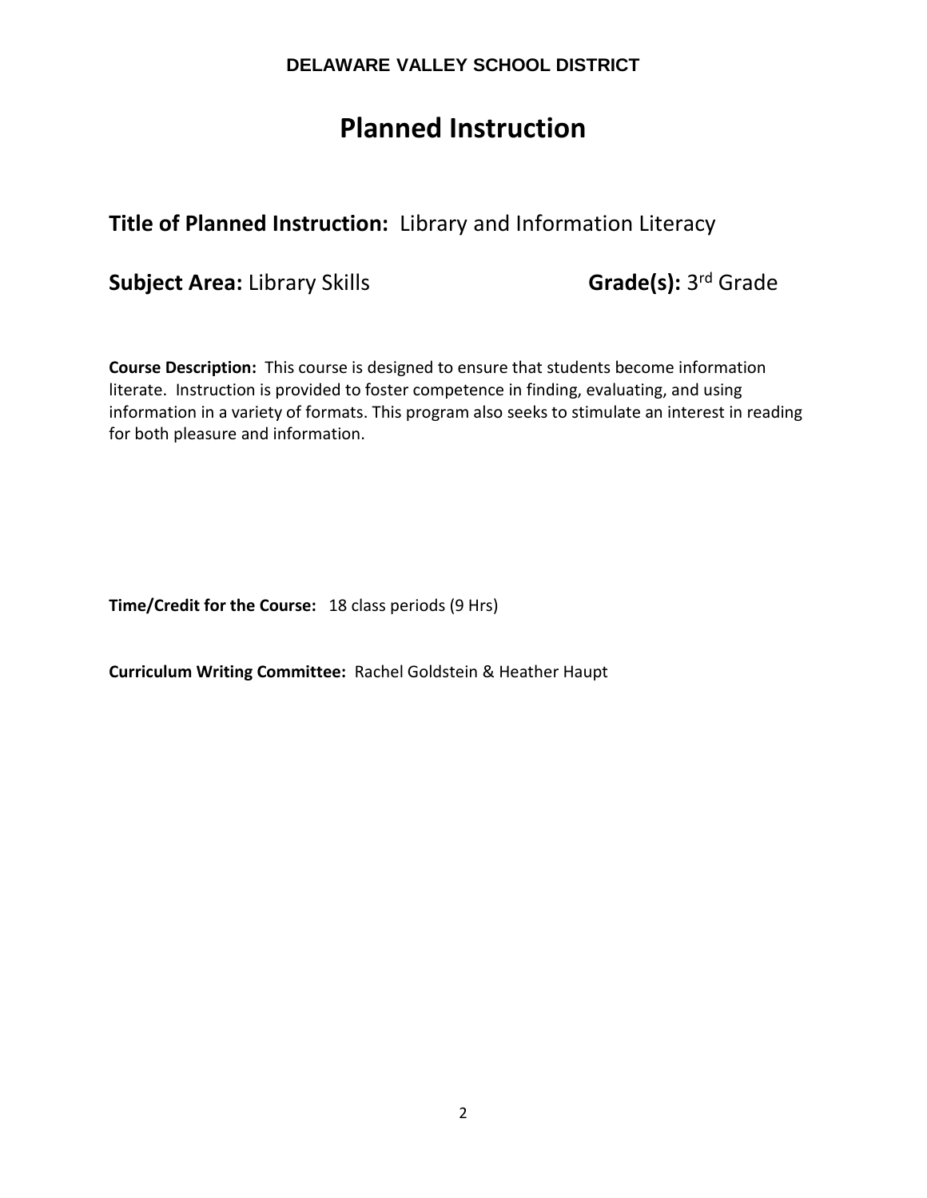**DELAWARE VALLEY SCHOOL DISTRICT**

# Planned Instruction

**Title of Planned Instruction:** Library and Information Literacy

**Subject Area:** Library Skills **Grade(s):** 3rd Grade

**Course Description:** This course is designed to ensure that students become information literate. Instruction is provided to foster competence in finding, evaluating, and using information in a variety of formats. This program also seeks to stimulate an interest in reading for both pleasure and information.

**Time/Credit for the Course:** 18 class periods (9 Hrs)

**Curriculum Writing Committee:** Rachel Goldstein & Heather Haupt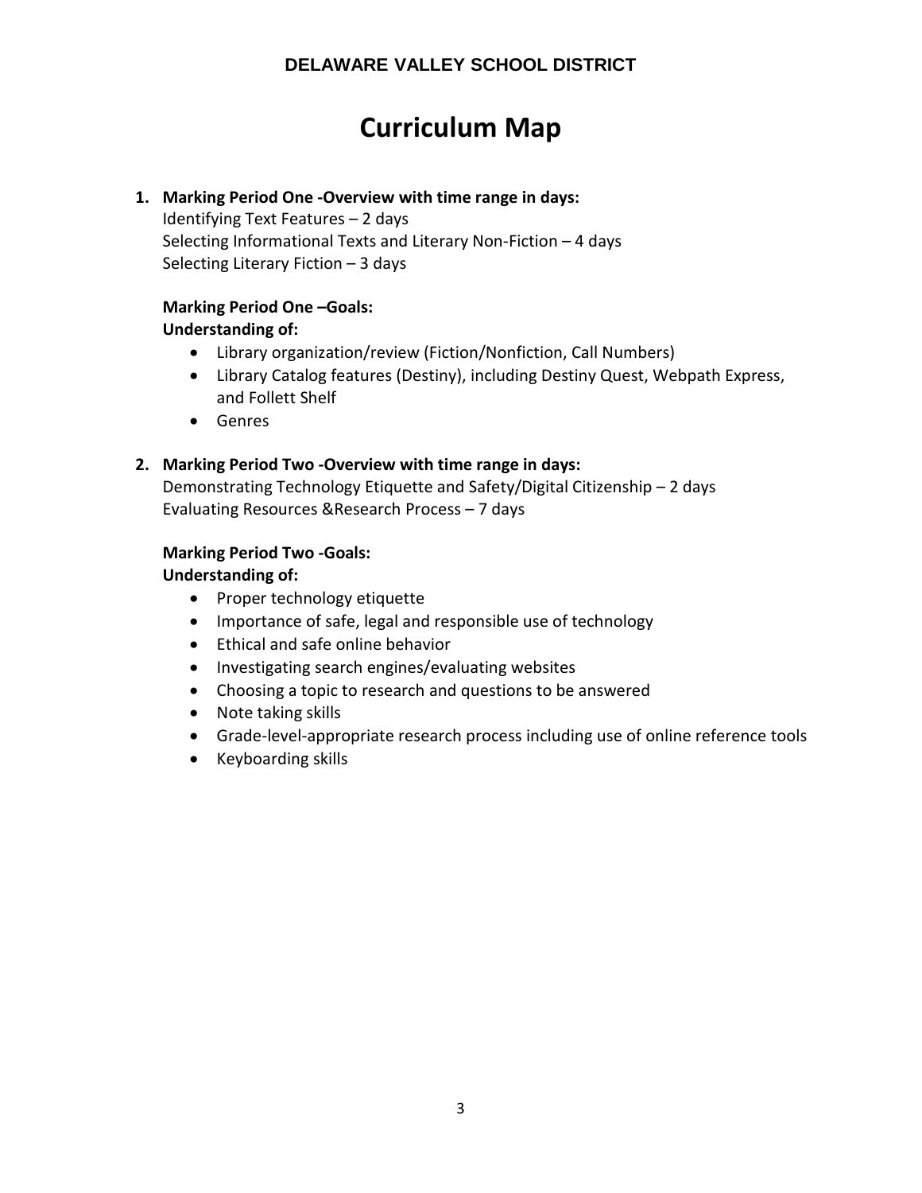**DELAWARE VALLEY SCHOOL DISTRICT**

# Curriculum Map

1. **Marking Period One -Overview with time range in days:**
   Identifying Text Features – 2 days
   Selecting Informational Texts and Literary Non-Fiction – 4 days
   Selecting Literary Fiction – 3 days

   **Marking Period One –Goals:**
   **Understanding of:**
   - Library organization/review (Fiction/Nonfiction, Call Numbers)
   - Library Catalog features (Destiny), including Destiny Quest, Webpath Express, and Follett Shelf
   - Genres

2. **Marking Period Two -Overview with time range in days:**
   Demonstrating Technology Etiquette and Safety/Digital Citizenship – 2 days
   Evaluating Resources &Research Process – 7 days

   **Marking Period Two -Goals:**
   **Understanding of:**
   - Proper technology etiquette
   - Importance of safe, legal and responsible use of technology
   - Ethical and safe online behavior
   - Investigating search engines/evaluating websites
   - Choosing a topic to research and questions to be answered
   - Note taking skills
   - Grade-level-appropriate research process including use of online reference tools
   - Keyboarding skills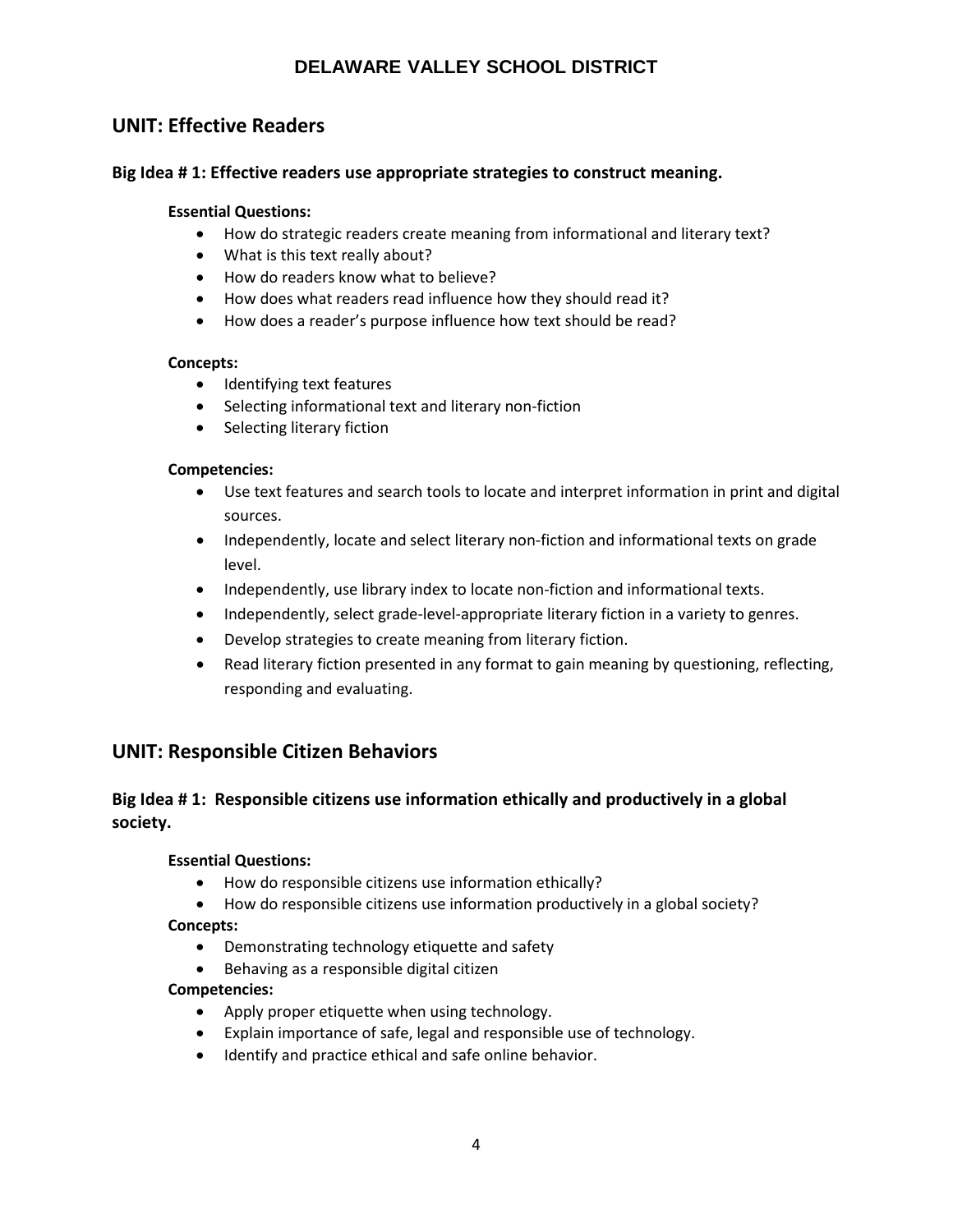## UNIT: Effective Readers

### Big Idea # 1: Effective readers use appropriate strategies to construct meaning.

**Essential Questions:**

- How do strategic readers create meaning from informational and literary text?
- What is this text really about?
- How do readers know what to believe?
- How does what readers read influence how they should read it?
- How does a reader's purpose influence how text should be read?

**Concepts:**

- Identifying text features
- Selecting informational text and literary non-fiction
- Selecting literary fiction

**Competencies:**

- Use text features and search tools to locate and interpret information in print and digital sources.
- Independently, locate and select literary non-fiction and informational texts on grade level.
- Independently, use library index to locate non-fiction and informational texts.
- Independently, select grade-level-appropriate literary fiction in a variety to genres.
- Develop strategies to create meaning from literary fiction.
- Read literary fiction presented in any format to gain meaning by questioning, reflecting, responding and evaluating.

## UNIT: Responsible Citizen Behaviors

### Big Idea # 1: Responsible citizens use information ethically and productively in a global society.

**Essential Questions:**

- How do responsible citizens use information ethically?
- How do responsible citizens use information productively in a global society?

**Concepts:**

- Demonstrating technology etiquette and safety
- Behaving as a responsible digital citizen

**Competencies:**

- Apply proper etiquette when using technology.
- Explain importance of safe, legal and responsible use of technology.
- Identify and practice ethical and safe online behavior.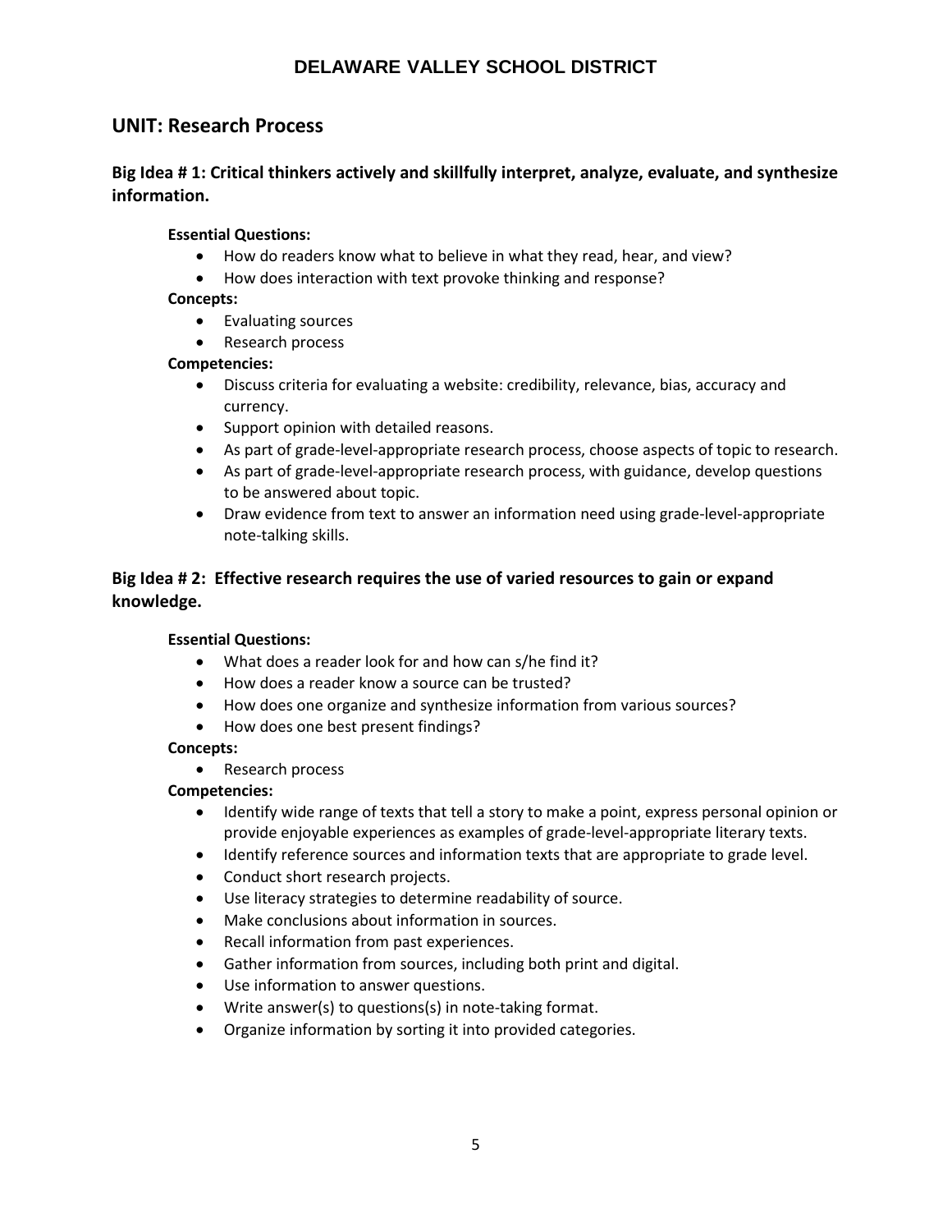# DELAWARE VALLEY SCHOOL DISTRICT

## UNIT: Research Process

### Big Idea # 1: Critical thinkers actively and skillfully interpret, analyze, evaluate, and synthesize information.

**Essential Questions:**

- How do readers know what to believe in what they read, hear, and view?
- How does interaction with text provoke thinking and response?

**Concepts:**

- Evaluating sources
- Research process

**Competencies:**

- Discuss criteria for evaluating a website: credibility, relevance, bias, accuracy and currency.
- Support opinion with detailed reasons.
- As part of grade-level-appropriate research process, choose aspects of topic to research.
- As part of grade-level-appropriate research process, with guidance, develop questions to be answered about topic.
- Draw evidence from text to answer an information need using grade-level-appropriate note-talking skills.

### Big Idea # 2: Effective research requires the use of varied resources to gain or expand knowledge.

**Essential Questions:**

- What does a reader look for and how can s/he find it?
- How does a reader know a source can be trusted?
- How does one organize and synthesize information from various sources?
- How does one best present findings?

**Concepts:**

- Research process

**Competencies:**

- Identify wide range of texts that tell a story to make a point, express personal opinion or provide enjoyable experiences as examples of grade-level-appropriate literary texts.
- Identify reference sources and information texts that are appropriate to grade level.
- Conduct short research projects.
- Use literacy strategies to determine readability of source.
- Make conclusions about information in sources.
- Recall information from past experiences.
- Gather information from sources, including both print and digital.
- Use information to answer questions.
- Write answer(s) to questions(s) in note-taking format.
- Organize information by sorting it into provided categories.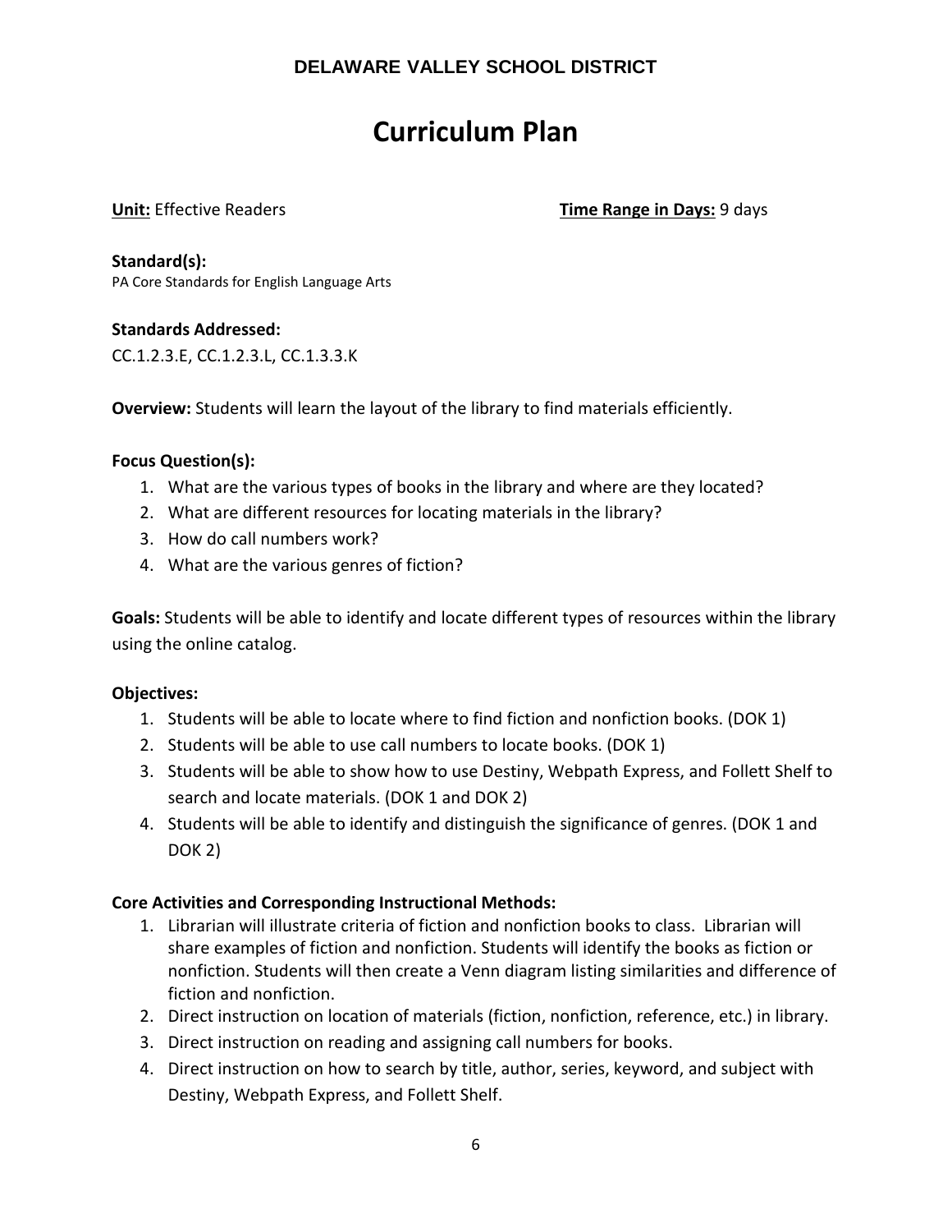**DELAWARE VALLEY SCHOOL DISTRICT**

# Curriculum Plan

**Unit:** Effective Readers **Time Range in Days:** 9 days

**Standard(s):**
PA Core Standards for English Language Arts

**Standards Addressed:**
CC.1.2.3.E, CC.1.2.3.L, CC.1.3.3.K

**Overview:** Students will learn the layout of the library to find materials efficiently.

**Focus Question(s):**

1. What are the various types of books in the library and where are they located?
2. What are different resources for locating materials in the library?
3. How do call numbers work?
4. What are the various genres of fiction?

**Goals:** Students will be able to identify and locate different types of resources within the library using the online catalog.

**Objectives:**

1. Students will be able to locate where to find fiction and nonfiction books. (DOK 1)
2. Students will be able to use call numbers to locate books. (DOK 1)
3. Students will be able to show how to use Destiny, Webpath Express, and Follett Shelf to search and locate materials. (DOK 1 and DOK 2)
4. Students will be able to identify and distinguish the significance of genres. (DOK 1 and DOK 2)

**Core Activities and Corresponding Instructional Methods:**

1. Librarian will illustrate criteria of fiction and nonfiction books to class. Librarian will share examples of fiction and nonfiction. Students will identify the books as fiction or nonfiction. Students will then create a Venn diagram listing similarities and difference of fiction and nonfiction.
2. Direct instruction on location of materials (fiction, nonfiction, reference, etc.) in library.
3. Direct instruction on reading and assigning call numbers for books.
4. Direct instruction on how to search by title, author, series, keyword, and subject with Destiny, Webpath Express, and Follett Shelf.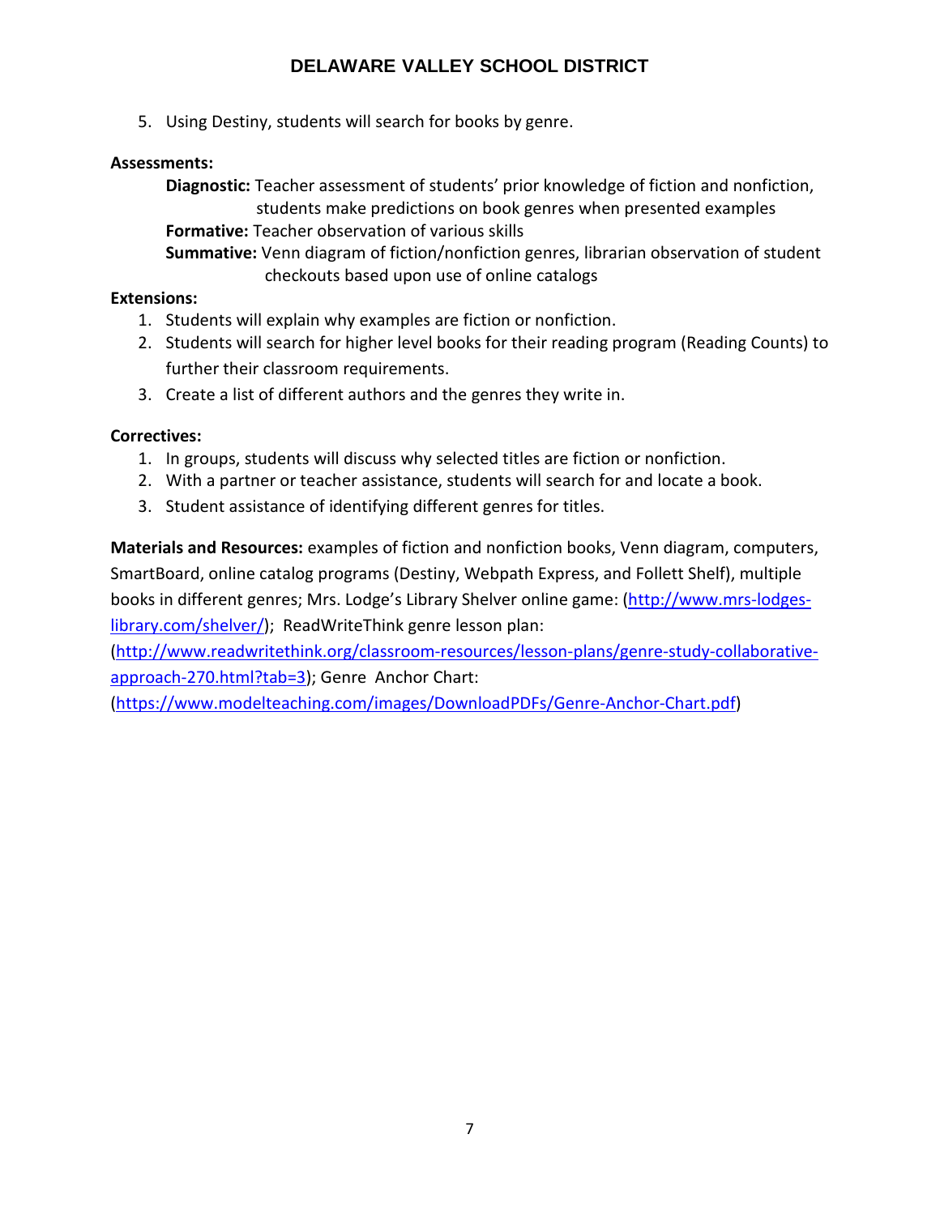5. Using Destiny, students will search for books by genre.

**Assessments:**

**Diagnostic:** Teacher assessment of students' prior knowledge of fiction and nonfiction, students make predictions on book genres when presented examples

**Formative:** Teacher observation of various skills

**Summative:** Venn diagram of fiction/nonfiction genres, librarian observation of student checkouts based upon use of online catalogs

**Extensions:**

1. Students will explain why examples are fiction or nonfiction.
2. Students will search for higher level books for their reading program (Reading Counts) to further their classroom requirements.
3. Create a list of different authors and the genres they write in.

**Correctives:**

1. In groups, students will discuss why selected titles are fiction or nonfiction.
2. With a partner or teacher assistance, students will search for and locate a book.
3. Student assistance of identifying different genres for titles.

**Materials and Resources:** examples of fiction and nonfiction books, Venn diagram, computers, SmartBoard, online catalog programs (Destiny, Webpath Express, and Follett Shelf), multiple books in different genres; Mrs. Lodge's Library Shelver online game: (http://www.mrs-lodges-library.com/shelver/); ReadWriteThink genre lesson plan: (http://www.readwritethink.org/classroom-resources/lesson-plans/genre-study-collaborative-approach-270.html?tab=3); Genre Anchor Chart: (https://www.modelteaching.com/images/DownloadPDFs/Genre-Anchor-Chart.pdf)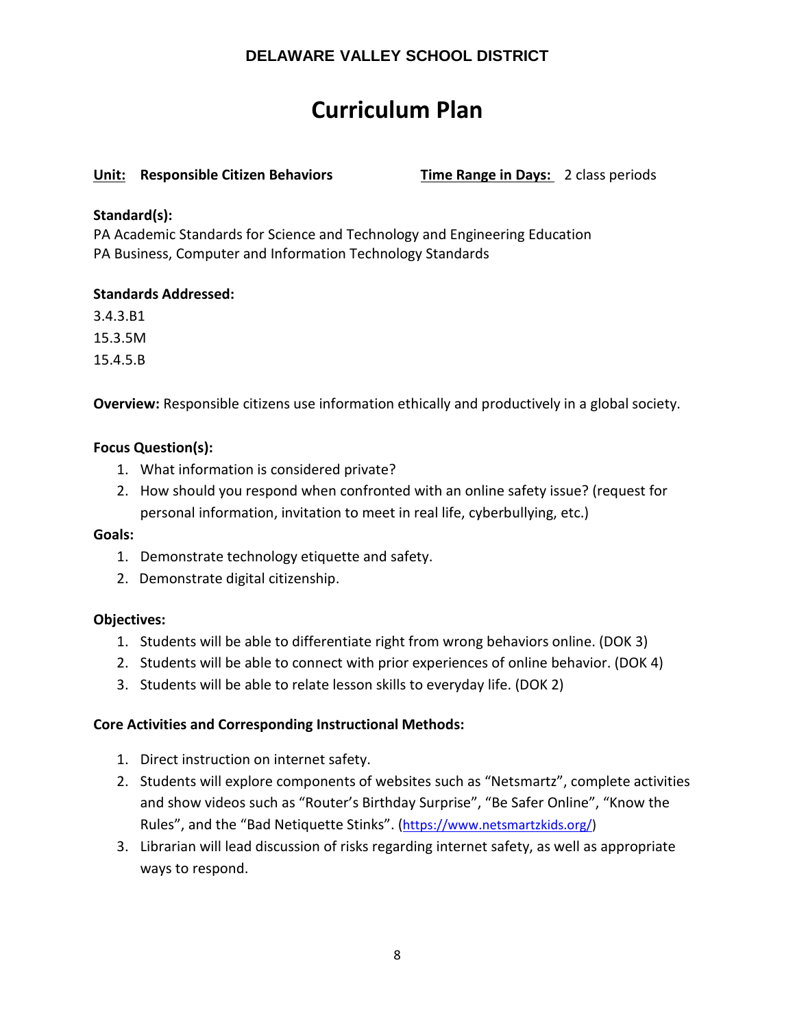**DELAWARE VALLEY SCHOOL DISTRICT**

# Curriculum Plan

**Unit: Responsible Citizen Behaviors** **Time Range in Days:** 2 class periods

**Standard(s):**
PA Academic Standards for Science and Technology and Engineering Education
PA Business, Computer and Information Technology Standards

**Standards Addressed:**

3.4.3.B1
15.3.5M
15.4.5.B

**Overview:** Responsible citizens use information ethically and productively in a global society.

**Focus Question(s):**

1. What information is considered private?
2. How should you respond when confronted with an online safety issue? (request for personal information, invitation to meet in real life, cyberbullying, etc.)

**Goals:**

1. Demonstrate technology etiquette and safety.
2. Demonstrate digital citizenship.

**Objectives:**

1. Students will be able to differentiate right from wrong behaviors online. (DOK 3)
2. Students will be able to connect with prior experiences of online behavior. (DOK 4)
3. Students will be able to relate lesson skills to everyday life. (DOK 2)

**Core Activities and Corresponding Instructional Methods:**

1. Direct instruction on internet safety.
2. Students will explore components of websites such as "Netsmartz", complete activities and show videos such as "Router's Birthday Surprise", "Be Safer Online", "Know the Rules", and the "Bad Netiquette Stinks". (https://www.netsmartzkids.org/)
3. Librarian will lead discussion of risks regarding internet safety, as well as appropriate ways to respond.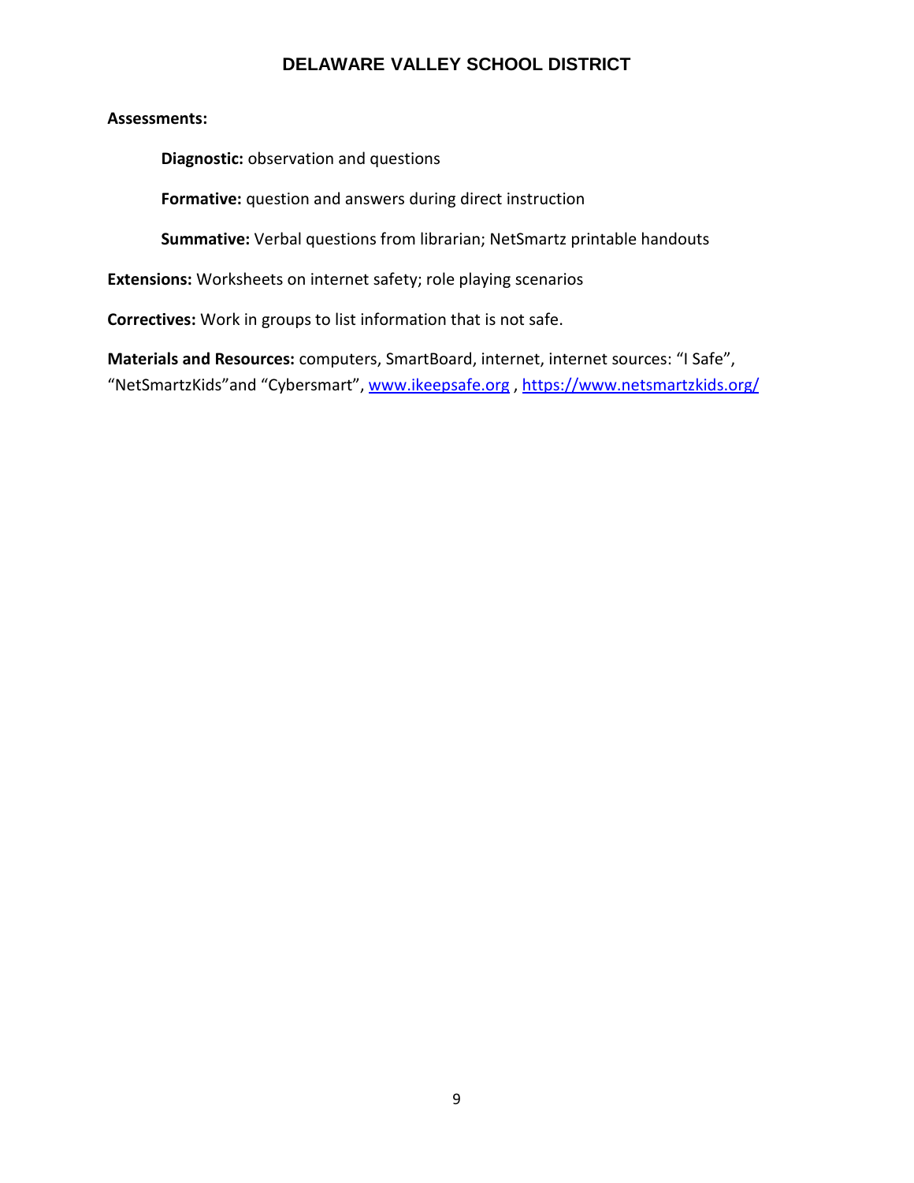**Assessments:**

**Diagnostic:** observation and questions

**Formative:** question and answers during direct instruction

**Summative:** Verbal questions from librarian; NetSmartz printable handouts

**Extensions:** Worksheets on internet safety; role playing scenarios

**Correctives:** Work in groups to list information that is not safe.

**Materials and Resources:** computers, SmartBoard, internet, internet sources: "I Safe", "NetSmartzKids"and "Cybersmart", www.ikeepsafe.org , https://www.netsmartzkids.org/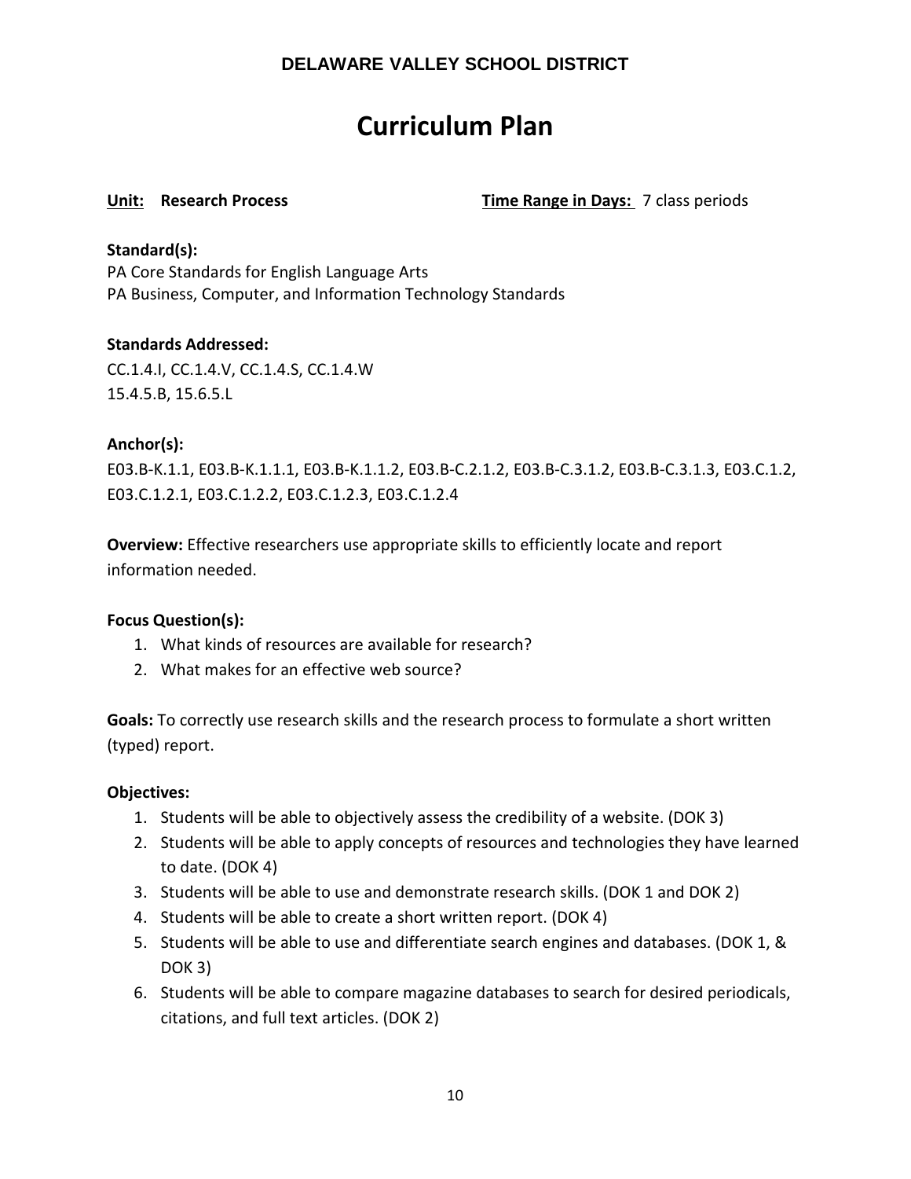**DELAWARE VALLEY SCHOOL DISTRICT**

# Curriculum Plan

**Unit:** **Research Process** **Time Range in Days:** 7 class periods

**Standard(s):**
PA Core Standards for English Language Arts
PA Business, Computer, and Information Technology Standards

**Standards Addressed:**
CC.1.4.I, CC.1.4.V, CC.1.4.S, CC.1.4.W
15.4.5.B, 15.6.5.L

**Anchor(s):**
E03.B-K.1.1, E03.B-K.1.1.1, E03.B-K.1.1.2, E03.B-C.2.1.2, E03.B-C.3.1.2, E03.B-C.3.1.3, E03.C.1.2, E03.C.1.2.1, E03.C.1.2.2, E03.C.1.2.3, E03.C.1.2.4

**Overview:** Effective researchers use appropriate skills to efficiently locate and report information needed.

**Focus Question(s):**

1. What kinds of resources are available for research?
2. What makes for an effective web source?

**Goals:** To correctly use research skills and the research process to formulate a short written (typed) report.

**Objectives:**

1. Students will be able to objectively assess the credibility of a website. (DOK 3)
2. Students will be able to apply concepts of resources and technologies they have learned to date. (DOK 4)
3. Students will be able to use and demonstrate research skills. (DOK 1 and DOK 2)
4. Students will be able to create a short written report. (DOK 4)
5. Students will be able to use and differentiate search engines and databases. (DOK 1, & DOK 3)
6. Students will be able to compare magazine databases to search for desired periodicals, citations, and full text articles. (DOK 2)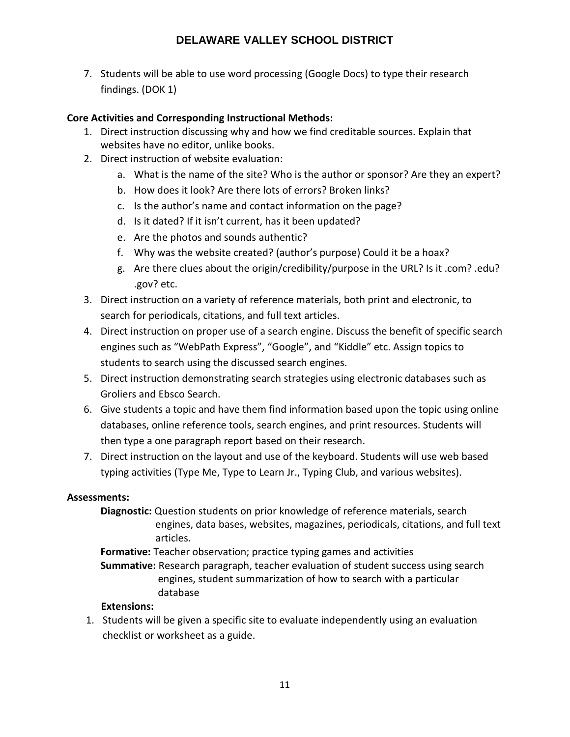7. Students will be able to use word processing (Google Docs) to type their research findings. (DOK 1)

**Core Activities and Corresponding Instructional Methods:**

1. Direct instruction discussing why and how we find creditable sources. Explain that websites have no editor, unlike books.
2. Direct instruction of website evaluation:
   a. What is the name of the site? Who is the author or sponsor? Are they an expert?
   b. How does it look? Are there lots of errors? Broken links?
   c. Is the author's name and contact information on the page?
   d. Is it dated? If it isn't current, has it been updated?
   e. Are the photos and sounds authentic?
   f. Why was the website created? (author's purpose) Could it be a hoax?
   g. Are there clues about the origin/credibility/purpose in the URL? Is it .com? .edu? .gov? etc.
3. Direct instruction on a variety of reference materials, both print and electronic, to search for periodicals, citations, and full text articles.
4. Direct instruction on proper use of a search engine. Discuss the benefit of specific search engines such as "WebPath Express", "Google", and "Kiddle" etc. Assign topics to students to search using the discussed search engines.
5. Direct instruction demonstrating search strategies using electronic databases such as Groliers and Ebsco Search.
6. Give students a topic and have them find information based upon the topic using online databases, online reference tools, search engines, and print resources. Students will then type a one paragraph report based on their research.
7. Direct instruction on the layout and use of the keyboard. Students will use web based typing activities (Type Me, Type to Learn Jr., Typing Club, and various websites).

**Assessments:**

**Diagnostic:** Question students on prior knowledge of reference materials, search engines, data bases, websites, magazines, periodicals, citations, and full text articles.

**Formative:** Teacher observation; practice typing games and activities

**Summative:** Research paragraph, teacher evaluation of student success using search engines, student summarization of how to search with a particular database

**Extensions:**

1. Students will be given a specific site to evaluate independently using an evaluation checklist or worksheet as a guide.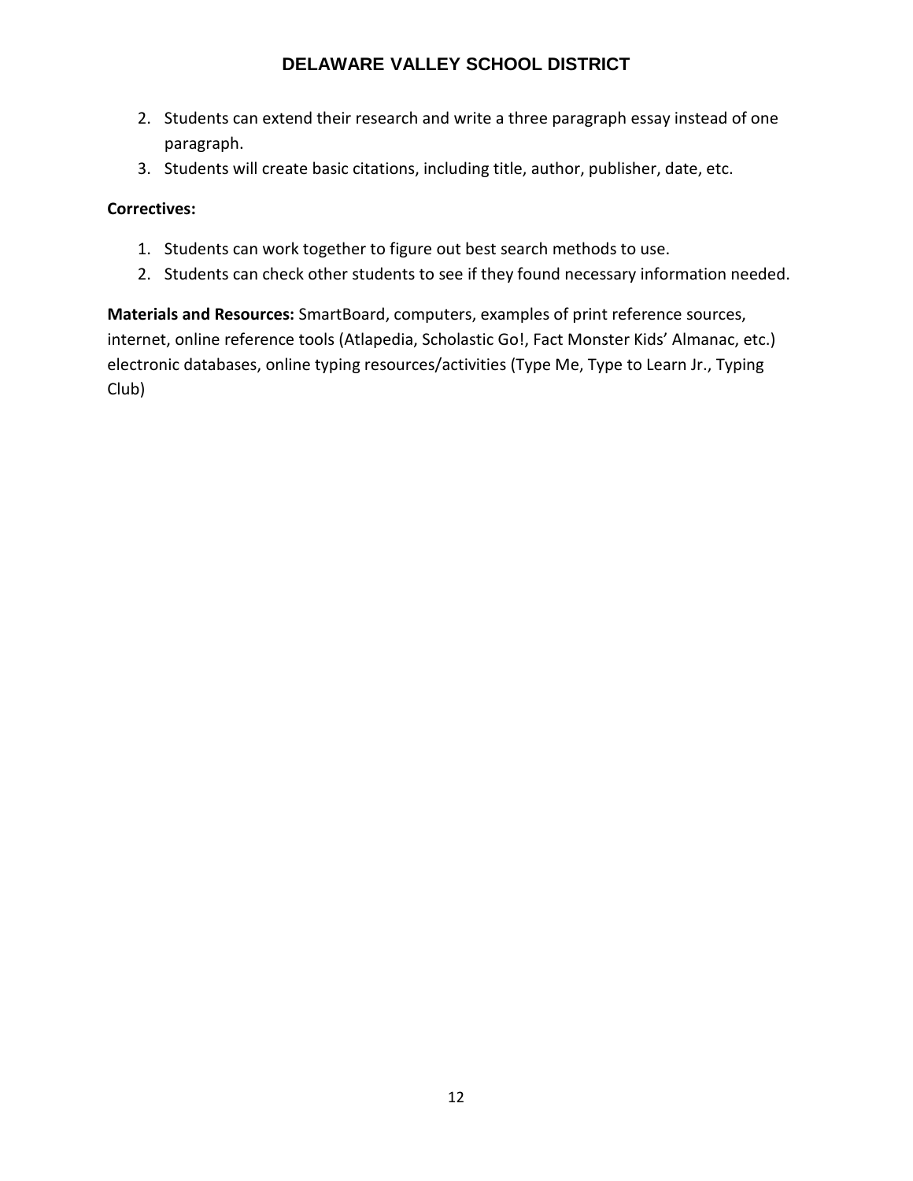2. Students can extend their research and write a three paragraph essay instead of one paragraph.
3. Students will create basic citations, including title, author, publisher, date, etc.

**Correctives:**

1. Students can work together to figure out best search methods to use.
2. Students can check other students to see if they found necessary information needed.

**Materials and Resources:** SmartBoard, computers, examples of print reference sources, internet, online reference tools (Atlapedia, Scholastic Go!, Fact Monster Kids' Almanac, etc.) electronic databases, online typing resources/activities (Type Me, Type to Learn Jr., Typing Club)